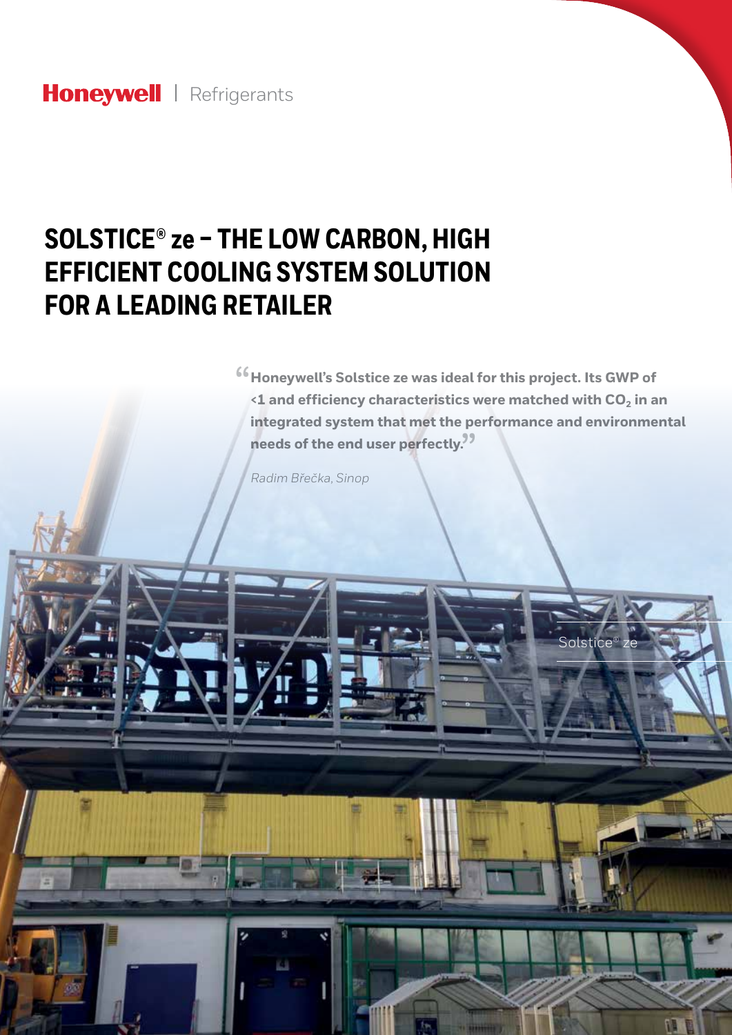# SOLSTICE® ze – THE LOW CARBON, HIGH EFFICIENT COOLING SYSTEM SOLUTION FOR A LEADING RETAILER

**“Honeywell’s Solstice ze was ideal for this project. Its GWP of <1 and efficiency characteristics were matched with $CO_2$ in an integrated system that met the performance and environmental needs of the end user perfectly.”**

*Radim Břečka, Sinop*

Solstice® ze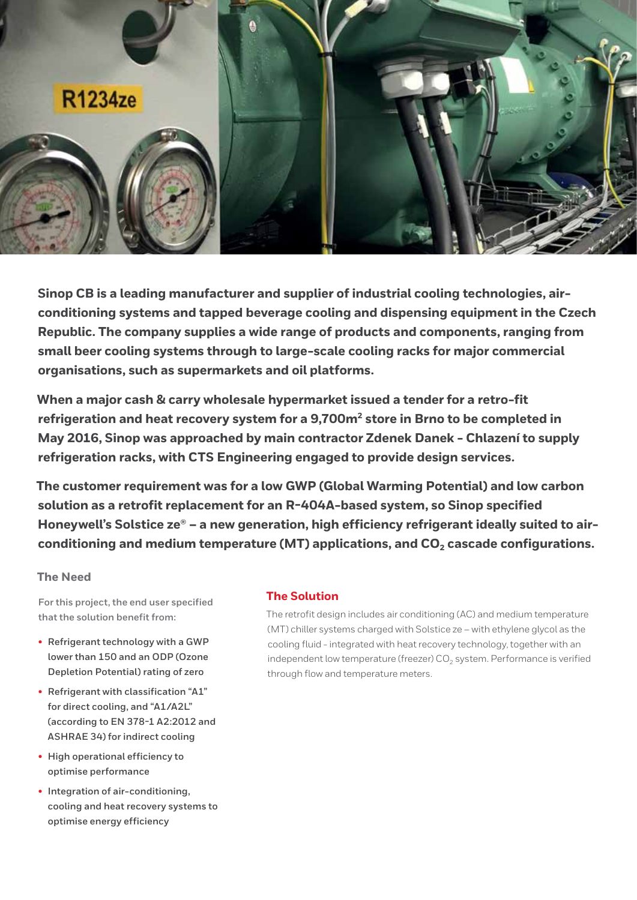**Sinop CB is a leading manufacturer and supplier of industrial cooling technologies, air-conditioning systems and tapped beverage cooling and dispensing equipment in the Czech Republic. The company supplies a wide range of products and components, ranging from small beer cooling systems through to large-scale cooling racks for major commercial organisations, such as supermarkets and oil platforms.**

**When a major cash & carry wholesale hypermarket issued a tender for a retro-fit refrigeration and heat recovery system for a 9,700m$^2$ store in Brno to be completed in May 2016, Sinop was approached by main contractor Zdenek Danek - Chlazení to supply refrigeration racks, with CTS Engineering engaged to provide design services.**

**The customer requirement was for a low GWP (Global Warming Potential) and low carbon solution as a retrofit replacement for an R-404A-based system, so Sinop specified Honeywell's Solstice ze® – a new generation, high efficiency refrigerant ideally suited to air-conditioning and medium temperature (MT) applications, and $CO_2$ cascade configurations.**

## The Need

For this project, the end user specified that the solution benefit from:

- Refrigerant technology with a GWP lower than 150 and an ODP (Ozone Depletion Potential) rating of zero
- Refrigerant with classification "A1" for direct cooling, and "A1/A2L" (according to EN 378-1 A2:2012 and ASHRAE 34) for indirect cooling
- High operational efficiency to optimise performance
- Integration of air-conditioning, cooling and heat recovery systems to optimise energy efficiency

## The Solution

The retrofit design includes air conditioning (AC) and medium temperature (MT) chiller systems charged with Solstice ze – with ethylene glycol as the cooling fluid - integrated with heat recovery technology, together with an independent low temperature (freezer) $CO_2$ system. Performance is verified through flow and temperature meters.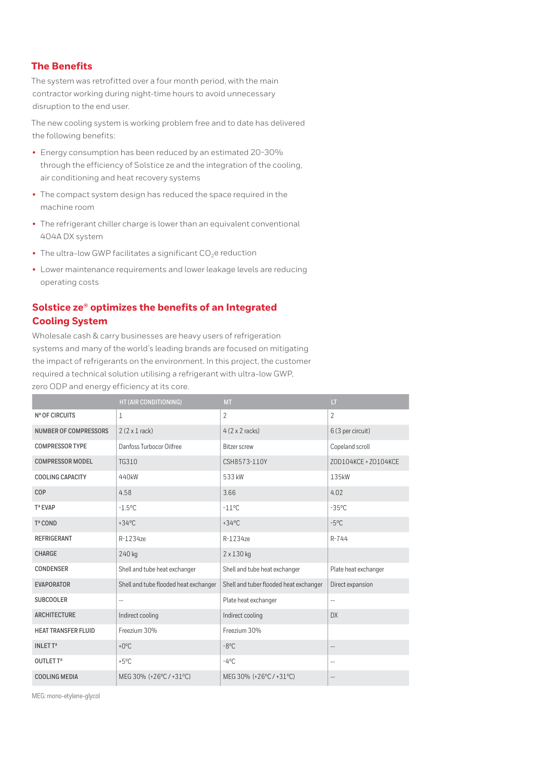## The Benefits

The system was retrofitted over a four month period, with the main contractor working during night-time hours to avoid unnecessary disruption to the end user.

The new cooling system is working problem free and to date has delivered the following benefits:

- Energy consumption has been reduced by an estimated 20-30% through the efficiency of Solstice ze and the integration of the cooling, air conditioning and heat recovery systems
- The compact system design has reduced the space required in the machine room
- The refrigerant chiller charge is lower than an equivalent conventional 404A DX system
- The ultra-low GWP facilitates a significant $CO_2$e reduction
- Lower maintenance requirements and lower leakage levels are reducing operating costs

## Solstice ze® optimizes the benefits of an Integrated Cooling System

Wholesale cash & carry businesses are heavy users of refrigeration systems and many of the world's leading brands are focused on mitigating the impact of refrigerants on the environment. In this project, the customer required a technical solution utilising a refrigerant with ultra-low GWP, zero ODP and energy efficiency at its core.

| | HT (AIR CONDITIONING) | MT | LT |
|---|---|---|---|
| Nª OF CIRCUITS | 1 | 2 | 2 |
| NUMBER OF COMPRESSORS | 2 (2 x 1 rack) | 4 (2 x 2 racks) | 6 (3 per circuit) |
| COMPRESSOR TYPE | Danfoss Turbocor Oilfree | Bitzer screw | Copeland scroll |
| COMPRESSOR MODEL | TG310 | CSH8573-110Y | ZOD104KCE + ZO104KCE |
| COOLING CAPACITY | 440kW | 533 kW | 135kW |
| COP | 4.58 | 3.66 | 4.02 |
| Tª EVAP | -1.5ºC | -11ºC | -35ºC |
| Tª COND | +34ºC | +34ºC | -5ºC |
| REFRIGERANT | R-1234ze | R-1234ze | R-744 |
| CHARGE | 240 kg | 2 x 130 kg | |
| CONDENSER | Shell and tube heat exchanger | Shell and tube heat exchanger | Plate heat exchanger |
| EVAPORATOR | Shell and tube flooded heat exchanger | Shell and tuber flooded heat exchanger | Direct expansion |
| SUBCOOLER | -- | Plate heat exchanger | -- |
| ARCHITECTURE | Indirect cooling | Indirect cooling | DX |
| HEAT TRANSFER FLUID | Freezium 30% | Freezium 30% | |
| INLET Tª | +0ºC | -8ºC | -- |
| OUTLET Tª | +5ºC | -4ºC | -- |
| COOLING MEDIA | MEG 30% (+26ºC / +31ºC) | MEG 30% (+26ºC / +31ºC) | -- |

MEG: mono-etylene-glycol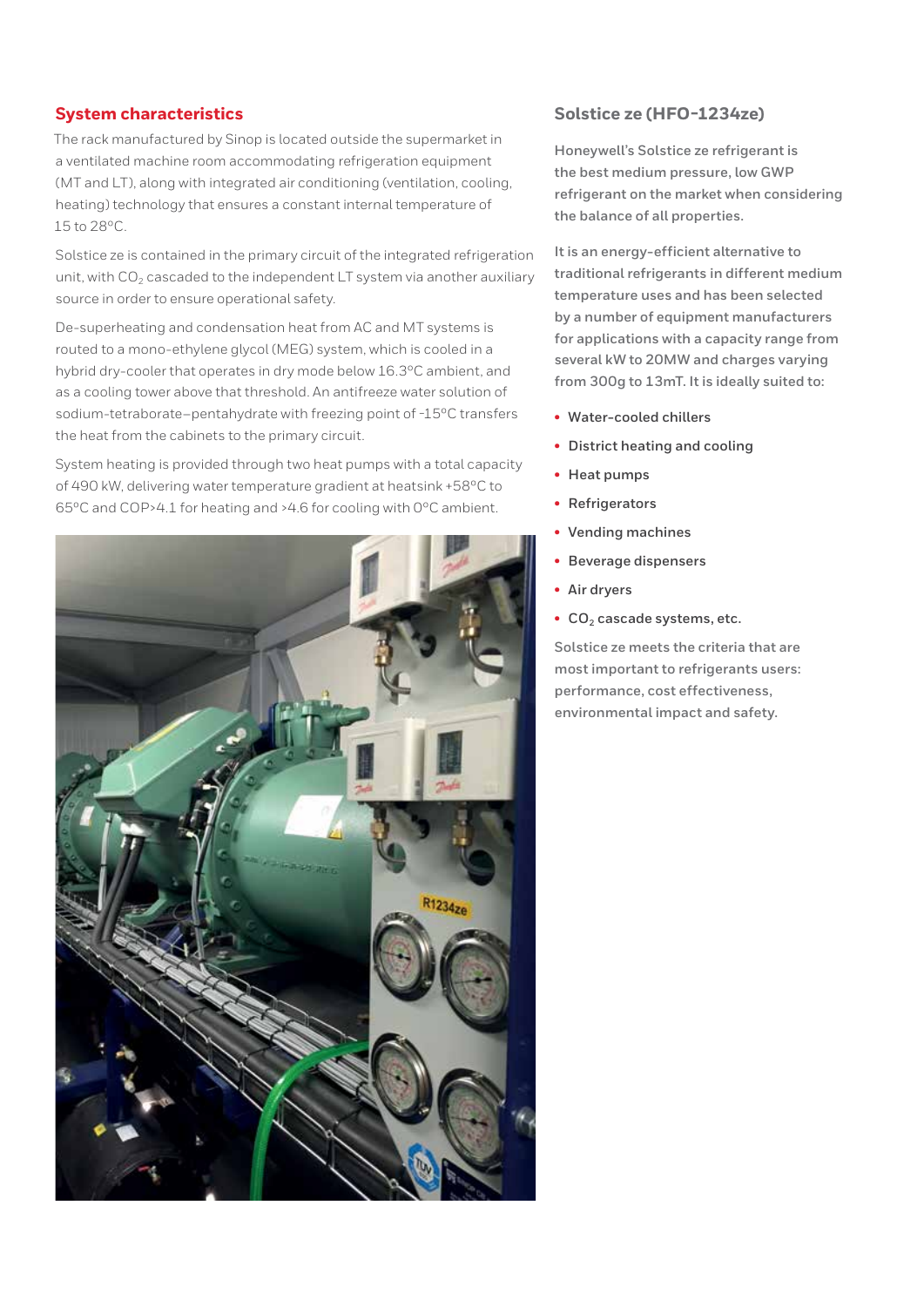## System characteristics

The rack manufactured by Sinop is located outside the supermarket in a ventilated machine room accommodating refrigeration equipment (MT and LT), along with integrated air conditioning (ventilation, cooling, heating) technology that ensures a constant internal temperature of 15 to 28ºC.

Solstice ze is contained in the primary circuit of the integrated refrigeration unit, with $CO_2$ cascaded to the independent LT system via another auxiliary source in order to ensure operational safety.

De-superheating and condensation heat from AC and MT systems is routed to a mono-ethylene glycol (MEG) system, which is cooled in a hybrid dry-cooler that operates in dry mode below 16.3ºC ambient, and as a cooling tower above that threshold. An antifreeze water solution of sodium-tetraborate–pentahydrate with freezing point of -15ºC transfers the heat from the cabinets to the primary circuit.

System heating is provided through two heat pumps with a total capacity of 490 kW, delivering water temperature gradient at heatsink +58ºC to 65ºC and COP>4.1 for heating and >4.6 for cooling with 0ºC ambient.

## Solstice ze (HFO-1234ze)

Honeywell's Solstice ze refrigerant is the best medium pressure, low GWP refrigerant on the market when considering the balance of all properties.

It is an energy-efficient alternative to traditional refrigerants in different medium temperature uses and has been selected by a number of equipment manufacturers for applications with a capacity range from several kW to 20MW and charges varying from 300g to 13mT. It is ideally suited to:

- Water-cooled chillers
- District heating and cooling
- Heat pumps
- Refrigerators
- Vending machines
- Beverage dispensers
- Air dryers
- $CO_2$ cascade systems, etc.

Solstice ze meets the criteria that are most important to refrigerants users: performance, cost effectiveness, environmental impact and safety.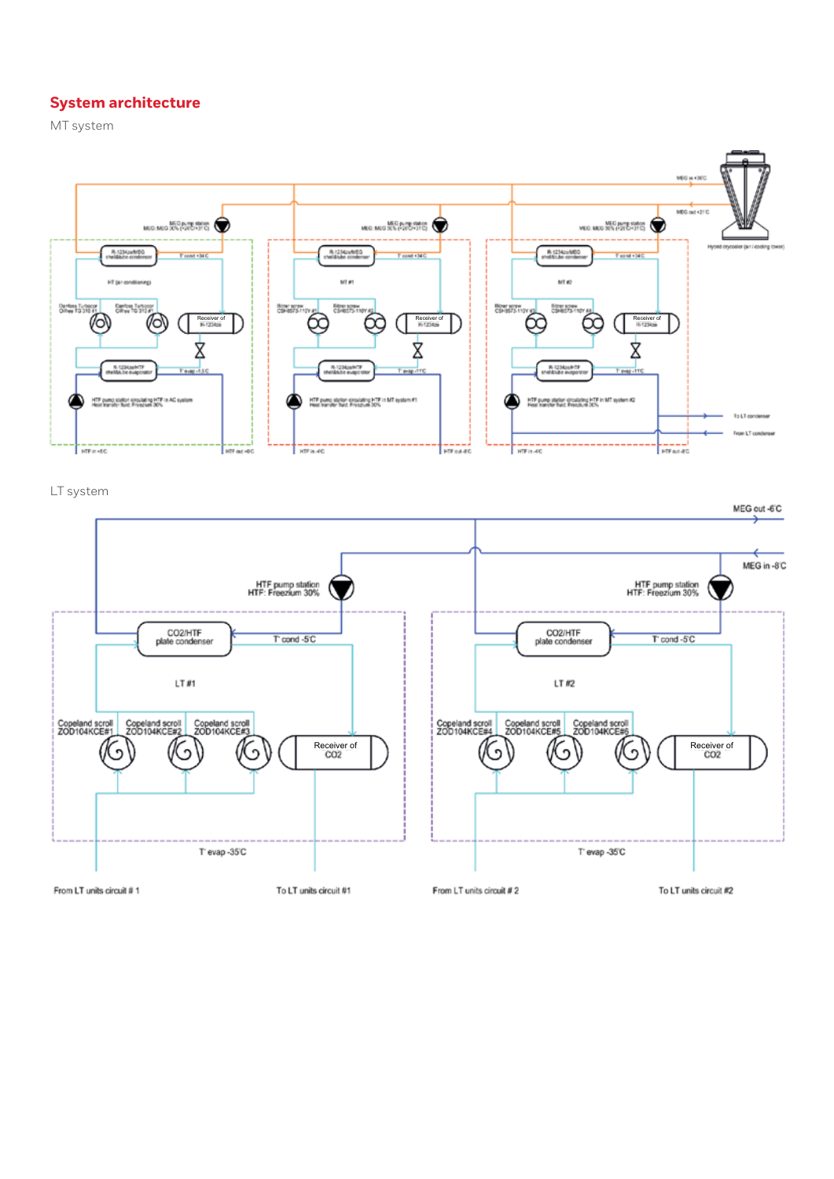## System architecture

MT system

MEG in +36C

MEG out +21C

Hybrid drycooler (air cooling tower)

MEG pump station
MEG: MEG 30% (+26C/+31C)

R-1234ze/MEG
shell&tube condenser

T cond +34C

HT (air conditioning)

Danfoss Turbocor
DiHxx TG 310 #1

Danfoss Turbocor
DiHxx TG 310 #1

Receiver of
R-1234ze

R-1234ze/HTF
shell&tube evaporator

T evap -1.5C

HTF pump station circulating HTF in AC system
Heat transfer fluid: Freezium 30%

HTF in +5C

HTF out +8C

MT #1

Bitzer screw
CSH8573-110Y #1

Bitzer screw
CSH8573-110Y #2

T evap -11C

HTF pump station circulating HTF in MT system #1
Heat transfer fluid: Freezium 30%

HTF in -4C

HTF out -8C

MT #2

Bitzer screw
CSH8573-110Y #3

Bitzer screw
CSH8573-110Y #4

HTF pump station circulating HTF in MT system #2
Heat transfer fluid: Freezium 30%

To LT condenser

From LT condenser

LT system

MEG out -6C

MEG in -8C

HTF pump station
HTF: Freezium 30%

CO2/HTF
plate condenser

T cond -5C

LT #1

Copeland scroll ZOD104KCE#1

Copeland scroll ZOD104KCE#2

Copeland scroll ZOD104KCE#3

Receiver of CO2

T evap -35C

From LT units circuit # 1

To LT units circuit #1

LT #2

Copeland scroll ZOD104KCE#4

Copeland scroll ZOD104KCE#5

Copeland scroll ZOD104KCE#6

From LT units circuit # 2

To LT units circuit #2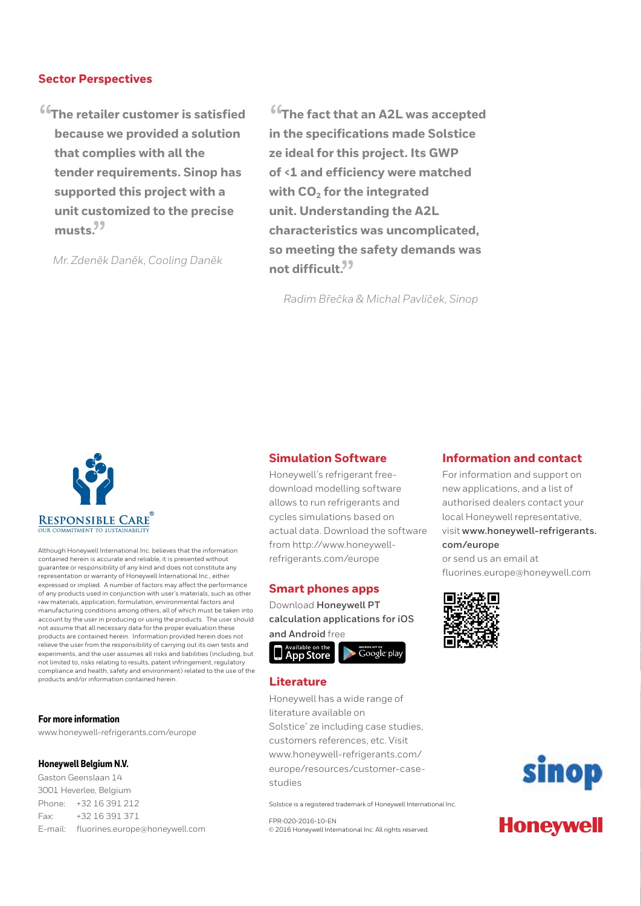## Sector Perspectives

**"The retailer customer is satisfied because we provided a solution that complies with all the tender requirements. Sinop has supported this project with a unit customized to the precise musts."**

*Mr. Zdeněk Daněk, Cooling Daněk*

**"The fact that an A2L was accepted in the specifications made Solstice ze ideal for this project. Its GWP of <1 and efficiency were matched with $CO_2$ for the integrated unit. Understanding the A2L characteristics was uncomplicated, so meeting the safety demands was not difficult."**

*Radim Břečka & Michal Pavlíček, Sinop*

RESPONSIBLE CARE®
OUR COMMITMENT TO SUSTAINABILITY

Although Honeywell International Inc. believes that the information contained herein is accurate and reliable, it is presented without guarantee or responsibility of any kind and does not constitute any representation or warranty of Honeywell International Inc., either expressed or implied. A number of factors may affect the performance of any products used in conjunction with user's materials, such as other raw materials, application, formulation, environmental factors and manufacturing conditions among others, all of which must be taken into account by the user in producing or using the products. The user should not assume that all necessary data for the proper evaluation these products are contained herein. Information provided herein does not relieve the user from the responsibility of carrying out its own tests and experiments, and the user assumes all risks and liabilities (including, but not limited to, risks relating to results, patent infringement, regulatory compliance and health, safety and environment) related to the use of the products and/or information contained herein.

**For more information**

www.honeywell-refrigerants.com/europe

**Honeywell Belgium N.V.**

Gaston Geenslaan 14
3001 Heverlee, Belgium
Phone: +32 16 391 212
Fax: +32 16 391 371
E-mail: fluorines.europe@honeywell.com

### Simulation Software

Honeywell's refrigerant free-download modelling software allows to run refrigerants and cycles simulations based on actual data. Download the software from http://www.honeywell-refrigerants.com/europe

### Smart phones apps

Download **Honeywell PT calculation applications for iOS and Android** free

Available on the App Store | Android App on Google play

### Literature

Honeywell has a wide range of literature available on Solstice® ze including case studies, customers references, etc. Visit www.honeywell-refrigerants.com/europe/resources/customer-case-studies

Solstice is a registered trademark of Honeywell International Inc.

FPR-020-2016-10-EN
© 2016 Honeywell International Inc. All rights reserved.

### Information and contact

For information and support on new applications, and a list of authorised dealers contact your local Honeywell representative, visit **www.honeywell-refrigerants.com/europe**
or send us an email at
fluorines.europe@honeywell.com

sinop

Honeywell